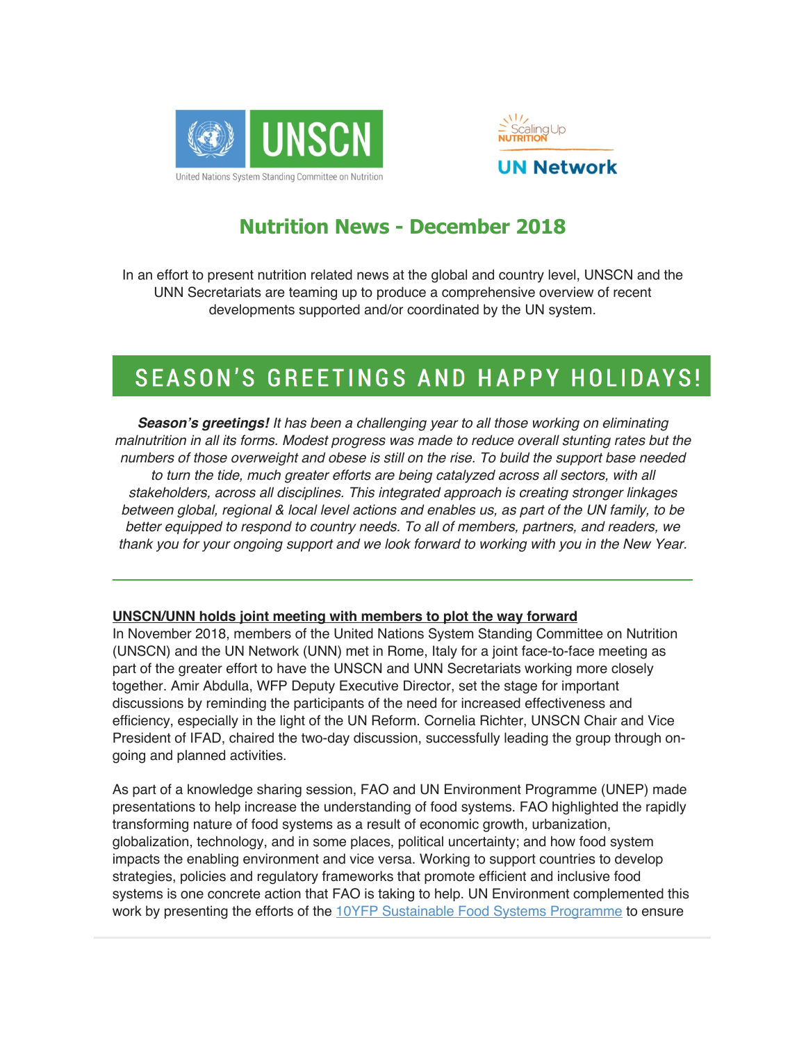United Nations System Standing Committee on Nutrition

Scaling Up Nutrition UN Network

# Nutrition News - December 2018

In an effort to present nutrition related news at the global and country level, UNSCN and the UNN Secretariats are teaming up to produce a comprehensive overview of recent developments supported and/or coordinated by the UN system.

## SEASON'S GREETINGS AND HAPPY HOLIDAYS!

***Season's greetings!*** *It has been a challenging year to all those working on eliminating malnutrition in all its forms. Modest progress was made to reduce overall stunting rates but the numbers of those overweight and obese is still on the rise. To build the support base needed to turn the tide, much greater efforts are being catalyzed across all sectors, with all stakeholders, across all disciplines. This integrated approach is creating stronger linkages between global, regional & local level actions and enables us, as part of the UN family, to be better equipped to respond to country needs. To all of members, partners, and readers, we thank you for your ongoing support and we look forward to working with you in the New Year.*

---

### UNSCN/UNN holds joint meeting with members to plot the way forward

In November 2018, members of the United Nations System Standing Committee on Nutrition (UNSCN) and the UN Network (UNN) met in Rome, Italy for a joint face-to-face meeting as part of the greater effort to have the UNSCN and UNN Secretariats working more closely together. Amir Abdulla, WFP Deputy Executive Director, set the stage for important discussions by reminding the participants of the need for increased effectiveness and efficiency, especially in the light of the UN Reform. Cornelia Richter, UNSCN Chair and Vice President of IFAD, chaired the two-day discussion, successfully leading the group through on-going and planned activities.

As part of a knowledge sharing session, FAO and UN Environment Programme (UNEP) made presentations to help increase the understanding of food systems. FAO highlighted the rapidly transforming nature of food systems as a result of economic growth, urbanization, globalization, technology, and in some places, political uncertainty; and how food system impacts the enabling environment and vice versa. Working to support countries to develop strategies, policies and regulatory frameworks that promote efficient and inclusive food systems is one concrete action that FAO is taking to help. UN Environment complemented this work by presenting the efforts of the 10YFP Sustainable Food Systems Programme to ensure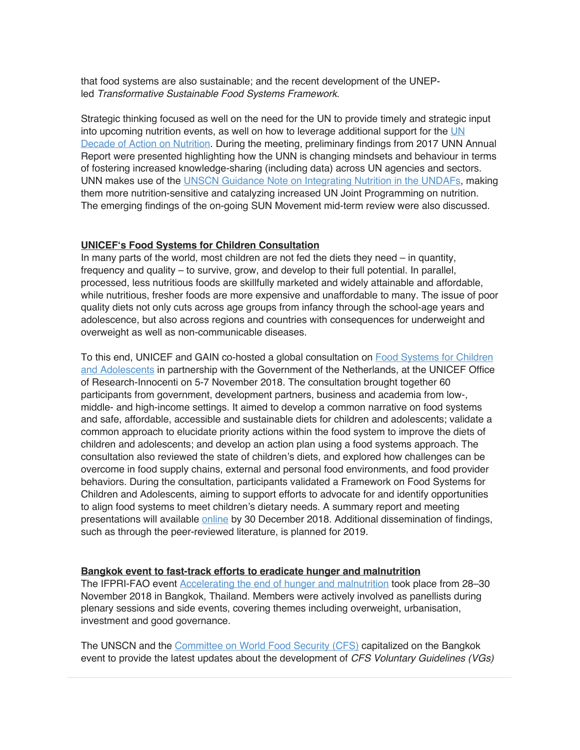that food systems are also sustainable; and the recent development of the UNEP-led *Transformative Sustainable Food Systems Framework*.

Strategic thinking focused as well on the need for the UN to provide timely and strategic input into upcoming nutrition events, as well on how to leverage additional support for the UN Decade of Action on Nutrition. During the meeting, preliminary findings from 2017 UNN Annual Report were presented highlighting how the UNN is changing mindsets and behaviour in terms of fostering increased knowledge-sharing (including data) across UN agencies and sectors. UNN makes use of the UNSCN Guidance Note on Integrating Nutrition in the UNDAFs, making them more nutrition-sensitive and catalyzing increased UN Joint Programming on nutrition. The emerging findings of the on-going SUN Movement mid-term review were also discussed.

**UNICEF's Food Systems for Children Consultation**

In many parts of the world, most children are not fed the diets they need – in quantity, frequency and quality – to survive, grow, and develop to their full potential. In parallel, processed, less nutritious foods are skillfully marketed and widely attainable and affordable, while nutritious, fresher foods are more expensive and unaffordable to many. The issue of poor quality diets not only cuts across age groups from infancy through the school-age years and adolescence, but also across regions and countries with consequences for underweight and overweight as well as non-communicable diseases.

To this end, UNICEF and GAIN co-hosted a global consultation on Food Systems for Children and Adolescents in partnership with the Government of the Netherlands, at the UNICEF Office of Research-Innocenti on 5-7 November 2018. The consultation brought together 60 participants from government, development partners, business and academia from low-, middle- and high-income settings. It aimed to develop a common narrative on food systems and safe, affordable, accessible and sustainable diets for children and adolescents; validate a common approach to elucidate priority actions within the food system to improve the diets of children and adolescents; and develop an action plan using a food systems approach. The consultation also reviewed the state of children's diets, and explored how challenges can be overcome in food supply chains, external and personal food environments, and food provider behaviors. During the consultation, participants validated a Framework on Food Systems for Children and Adolescents, aiming to support efforts to advocate for and identify opportunities to align food systems to meet children's dietary needs. A summary report and meeting presentations will available online by 30 December 2018. Additional dissemination of findings, such as through the peer-reviewed literature, is planned for 2019.

**Bangkok event to fast-track efforts to eradicate hunger and malnutrition**

The IFPRI-FAO event Accelerating the end of hunger and malnutrition took place from 28–30 November 2018 in Bangkok, Thailand. Members were actively involved as panellists during plenary sessions and side events, covering themes including overweight, urbanisation, investment and good governance.

The UNSCN and the Committee on World Food Security (CFS) capitalized on the Bangkok event to provide the latest updates about the development of *CFS Voluntary Guidelines (VGs)*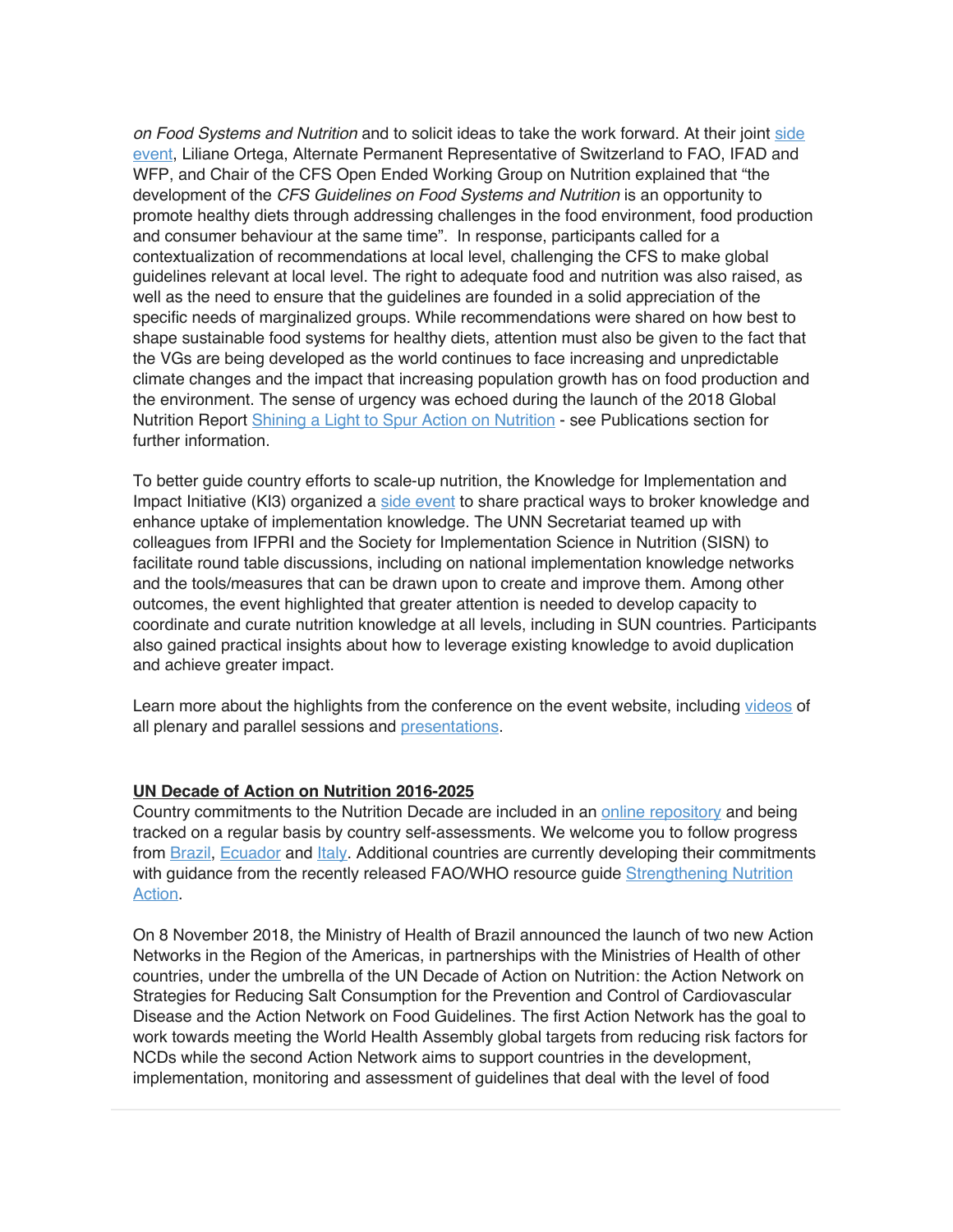*on Food Systems and Nutrition* and to solicit ideas to take the work forward. At their joint side event, Liliane Ortega, Alternate Permanent Representative of Switzerland to FAO, IFAD and WFP, and Chair of the CFS Open Ended Working Group on Nutrition explained that "the development of the *CFS Guidelines on Food Systems and Nutrition* is an opportunity to promote healthy diets through addressing challenges in the food environment, food production and consumer behaviour at the same time". In response, participants called for a contextualization of recommendations at local level, challenging the CFS to make global guidelines relevant at local level. The right to adequate food and nutrition was also raised, as well as the need to ensure that the guidelines are founded in a solid appreciation of the specific needs of marginalized groups. While recommendations were shared on how best to shape sustainable food systems for healthy diets, attention must also be given to the fact that the VGs are being developed as the world continues to face increasing and unpredictable climate changes and the impact that increasing population growth has on food production and the environment. The sense of urgency was echoed during the launch of the 2018 Global Nutrition Report Shining a Light to Spur Action on Nutrition - see Publications section for further information.

To better guide country efforts to scale-up nutrition, the Knowledge for Implementation and Impact Initiative (KI3) organized a side event to share practical ways to broker knowledge and enhance uptake of implementation knowledge. The UNN Secretariat teamed up with colleagues from IFPRI and the Society for Implementation Science in Nutrition (SISN) to facilitate round table discussions, including on national implementation knowledge networks and the tools/measures that can be drawn upon to create and improve them. Among other outcomes, the event highlighted that greater attention is needed to develop capacity to coordinate and curate nutrition knowledge at all levels, including in SUN countries. Participants also gained practical insights about how to leverage existing knowledge to avoid duplication and achieve greater impact.

Learn more about the highlights from the conference on the event website, including videos of all plenary and parallel sessions and presentations.

## UN Decade of Action on Nutrition 2016-2025

Country commitments to the Nutrition Decade are included in an online repository and being tracked on a regular basis by country self-assessments. We welcome you to follow progress from Brazil, Ecuador and Italy. Additional countries are currently developing their commitments with guidance from the recently released FAO/WHO resource guide Strengthening Nutrition Action.

On 8 November 2018, the Ministry of Health of Brazil announced the launch of two new Action Networks in the Region of the Americas, in partnerships with the Ministries of Health of other countries, under the umbrella of the UN Decade of Action on Nutrition: the Action Network on Strategies for Reducing Salt Consumption for the Prevention and Control of Cardiovascular Disease and the Action Network on Food Guidelines. The first Action Network has the goal to work towards meeting the World Health Assembly global targets from reducing risk factors for NCDs while the second Action Network aims to support countries in the development, implementation, monitoring and assessment of guidelines that deal with the level of food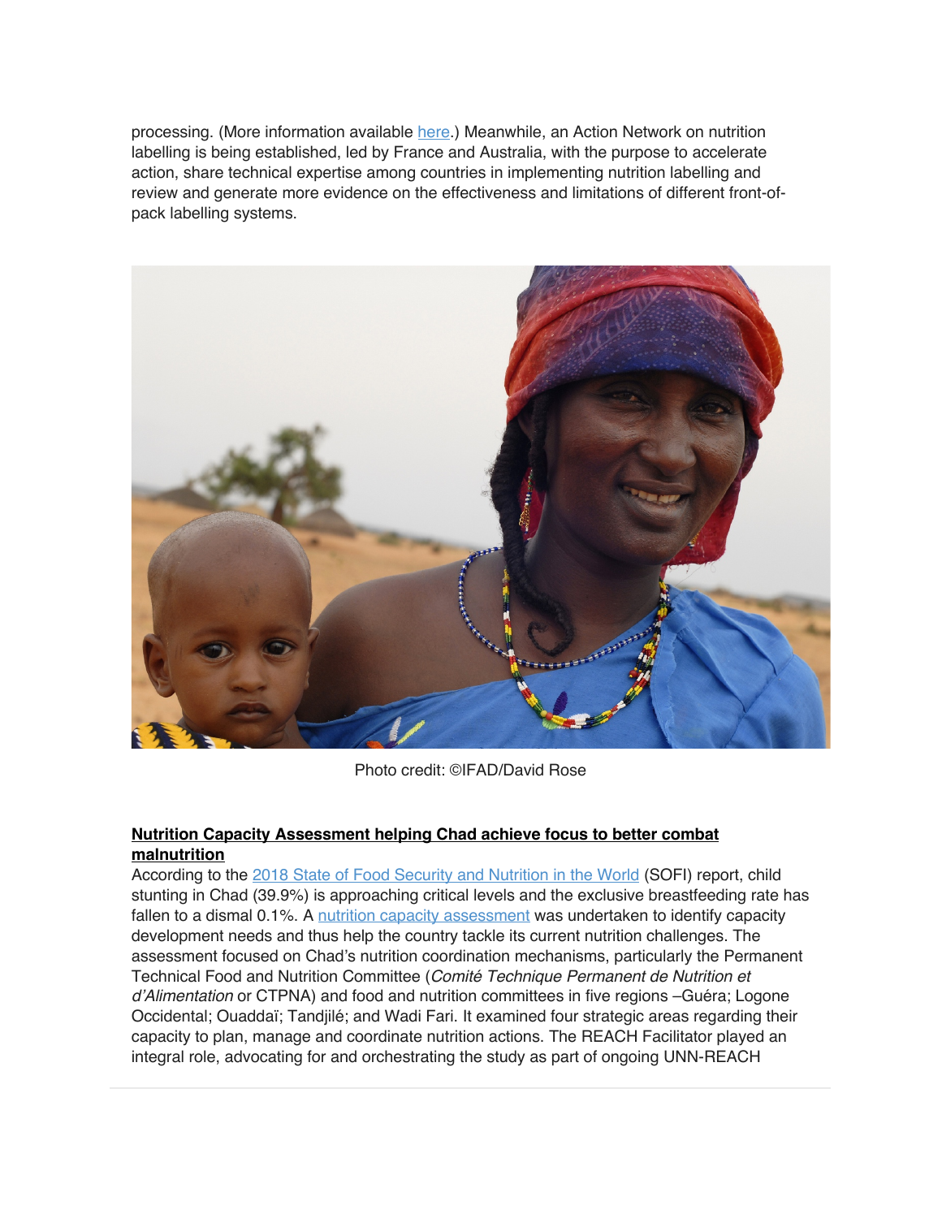processing. (More information available here.) Meanwhile, an Action Network on nutrition labelling is being established, led by France and Australia, with the purpose to accelerate action, share technical expertise among countries in implementing nutrition labelling and review and generate more evidence on the effectiveness and limitations of different front-of-pack labelling systems.

Photo credit: ©IFAD/David Rose

**Nutrition Capacity Assessment helping Chad achieve focus to better combat malnutrition**

According to the 2018 State of Food Security and Nutrition in the World (SOFI) report, child stunting in Chad (39.9%) is approaching critical levels and the exclusive breastfeeding rate has fallen to a dismal 0.1%. A nutrition capacity assessment was undertaken to identify capacity development needs and thus help the country tackle its current nutrition challenges. The assessment focused on Chad's nutrition coordination mechanisms, particularly the Permanent Technical Food and Nutrition Committee (*Comité Technique Permanent de Nutrition et d'Alimentation* or CTPNA) and food and nutrition committees in five regions –Guéra; Logone Occidental; Ouaddaï; Tandjilé; and Wadi Fari. It examined four strategic areas regarding their capacity to plan, manage and coordinate nutrition actions. The REACH Facilitator played an integral role, advocating for and orchestrating the study as part of ongoing UNN-REACH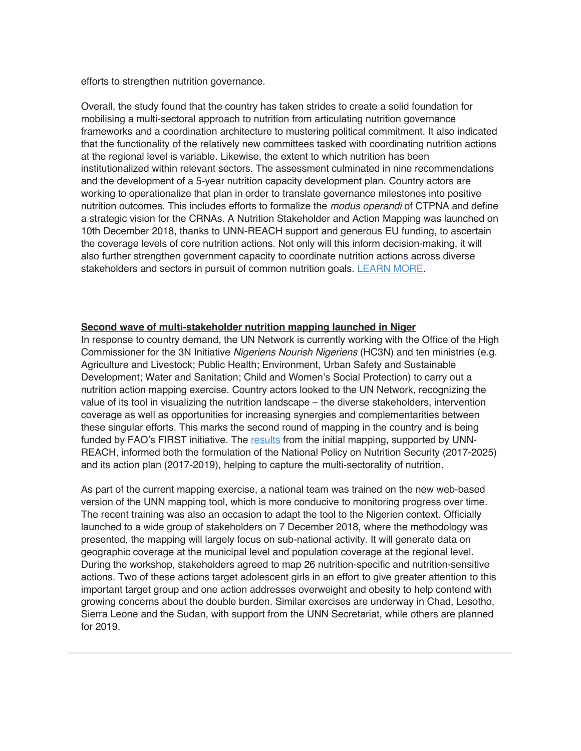efforts to strengthen nutrition governance.

Overall, the study found that the country has taken strides to create a solid foundation for mobilising a multi-sectoral approach to nutrition from articulating nutrition governance frameworks and a coordination architecture to mustering political commitment. It also indicated that the functionality of the relatively new committees tasked with coordinating nutrition actions at the regional level is variable. Likewise, the extent to which nutrition has been institutionalized within relevant sectors. The assessment culminated in nine recommendations and the development of a 5-year nutrition capacity development plan. Country actors are working to operationalize that plan in order to translate governance milestones into positive nutrition outcomes. This includes efforts to formalize the *modus operandi* of CTPNA and define a strategic vision for the CRNAs. A Nutrition Stakeholder and Action Mapping was launched on 10th December 2018, thanks to UNN-REACH support and generous EU funding, to ascertain the coverage levels of core nutrition actions. Not only will this inform decision-making, it will also further strengthen government capacity to coordinate nutrition actions across diverse stakeholders and sectors in pursuit of common nutrition goals. [LEARN MORE](#).

**Second wave of multi-stakeholder nutrition mapping launched in Niger**

In response to country demand, the UN Network is currently working with the Office of the High Commissioner for the 3N Initiative *Nigeriens Nourish Nigeriens* (HC3N) and ten ministries (e.g. Agriculture and Livestock; Public Health; Environment, Urban Safety and Sustainable Development; Water and Sanitation; Child and Women's Social Protection) to carry out a nutrition action mapping exercise. Country actors looked to the UN Network, recognizing the value of its tool in visualizing the nutrition landscape – the diverse stakeholders, intervention coverage as well as opportunities for increasing synergies and complementarities between these singular efforts. This marks the second round of mapping in the country and is being funded by FAO's FIRST initiative. The [results](#) from the initial mapping, supported by UNN-REACH, informed both the formulation of the National Policy on Nutrition Security (2017-2025) and its action plan (2017-2019), helping to capture the multi-sectorality of nutrition.

As part of the current mapping exercise, a national team was trained on the new web-based version of the UNN mapping tool, which is more conducive to monitoring progress over time. The recent training was also an occasion to adapt the tool to the Nigerien context. Officially launched to a wide group of stakeholders on 7 December 2018, where the methodology was presented, the mapping will largely focus on sub-national activity. It will generate data on geographic coverage at the municipal level and population coverage at the regional level. During the workshop, stakeholders agreed to map 26 nutrition-specific and nutrition-sensitive actions. Two of these actions target adolescent girls in an effort to give greater attention to this important target group and one action addresses overweight and obesity to help contend with growing concerns about the double burden. Similar exercises are underway in Chad, Lesotho, Sierra Leone and the Sudan, with support from the UNN Secretariat, while others are planned for 2019.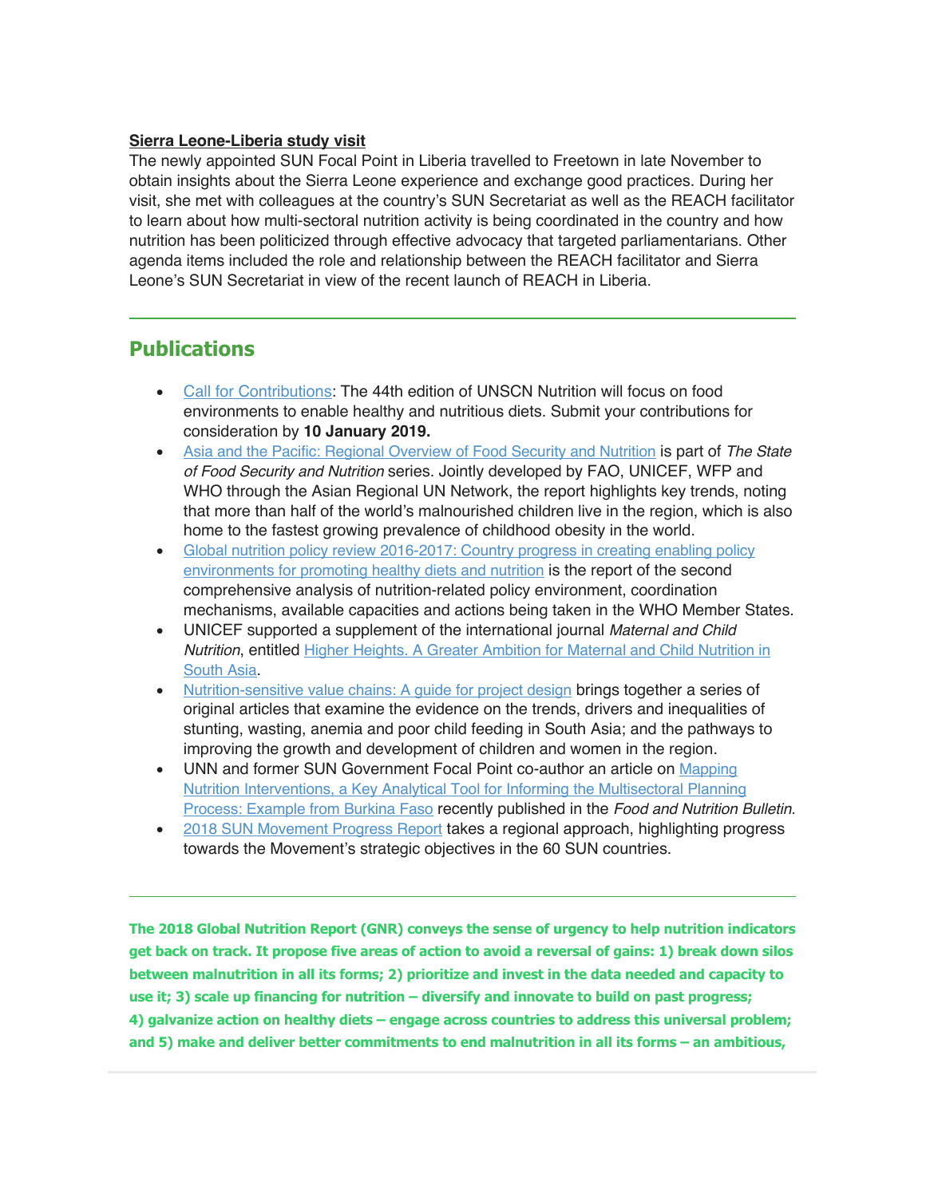**Sierra Leone-Liberia study visit**

The newly appointed SUN Focal Point in Liberia travelled to Freetown in late November to obtain insights about the Sierra Leone experience and exchange good practices. During her visit, she met with colleagues at the country's SUN Secretariat as well as the REACH facilitator to learn about how multi-sectoral nutrition activity is being coordinated in the country and how nutrition has been politicized through effective advocacy that targeted parliamentarians. Other agenda items included the role and relationship between the REACH facilitator and Sierra Leone's SUN Secretariat in view of the recent launch of REACH in Liberia.

---

## Publications

- Call for Contributions: The 44th edition of UNSCN Nutrition will focus on food environments to enable healthy and nutritious diets. Submit your contributions for consideration by **10 January 2019.**
- Asia and the Pacific: Regional Overview of Food Security and Nutrition is part of *The State of Food Security and Nutrition* series. Jointly developed by FAO, UNICEF, WFP and WHO through the Asian Regional UN Network, the report highlights key trends, noting that more than half of the world's malnourished children live in the region, which is also home to the fastest growing prevalence of childhood obesity in the world.
- Global nutrition policy review 2016-2017: Country progress in creating enabling policy environments for promoting healthy diets and nutrition is the report of the second comprehensive analysis of nutrition-related policy environment, coordination mechanisms, available capacities and actions being taken in the WHO Member States.
- UNICEF supported a supplement of the international journal *Maternal and Child Nutrition*, entitled Higher Heights. A Greater Ambition for Maternal and Child Nutrition in South Asia.
- Nutrition-sensitive value chains: A guide for project design brings together a series of original articles that examine the evidence on the trends, drivers and inequalities of stunting, wasting, anemia and poor child feeding in South Asia; and the pathways to improving the growth and development of children and women in the region.
- UNN and former SUN Government Focal Point co-author an article on Mapping Nutrition Interventions, a Key Analytical Tool for Informing the Multisectoral Planning Process: Example from Burkina Faso recently published in the *Food and Nutrition Bulletin.*
- 2018 SUN Movement Progress Report takes a regional approach, highlighting progress towards the Movement's strategic objectives in the 60 SUN countries.

---

**The 2018 Global Nutrition Report (GNR) conveys the sense of urgency to help nutrition indicators get back on track. It propose five areas of action to avoid a reversal of gains: 1) break down silos between malnutrition in all its forms; 2) prioritize and invest in the data needed and capacity to use it; 3) scale up financing for nutrition – diversify and innovate to build on past progress; 4) galvanize action on healthy diets – engage across countries to address this universal problem; and 5) make and deliver better commitments to end malnutrition in all its forms – an ambitious,**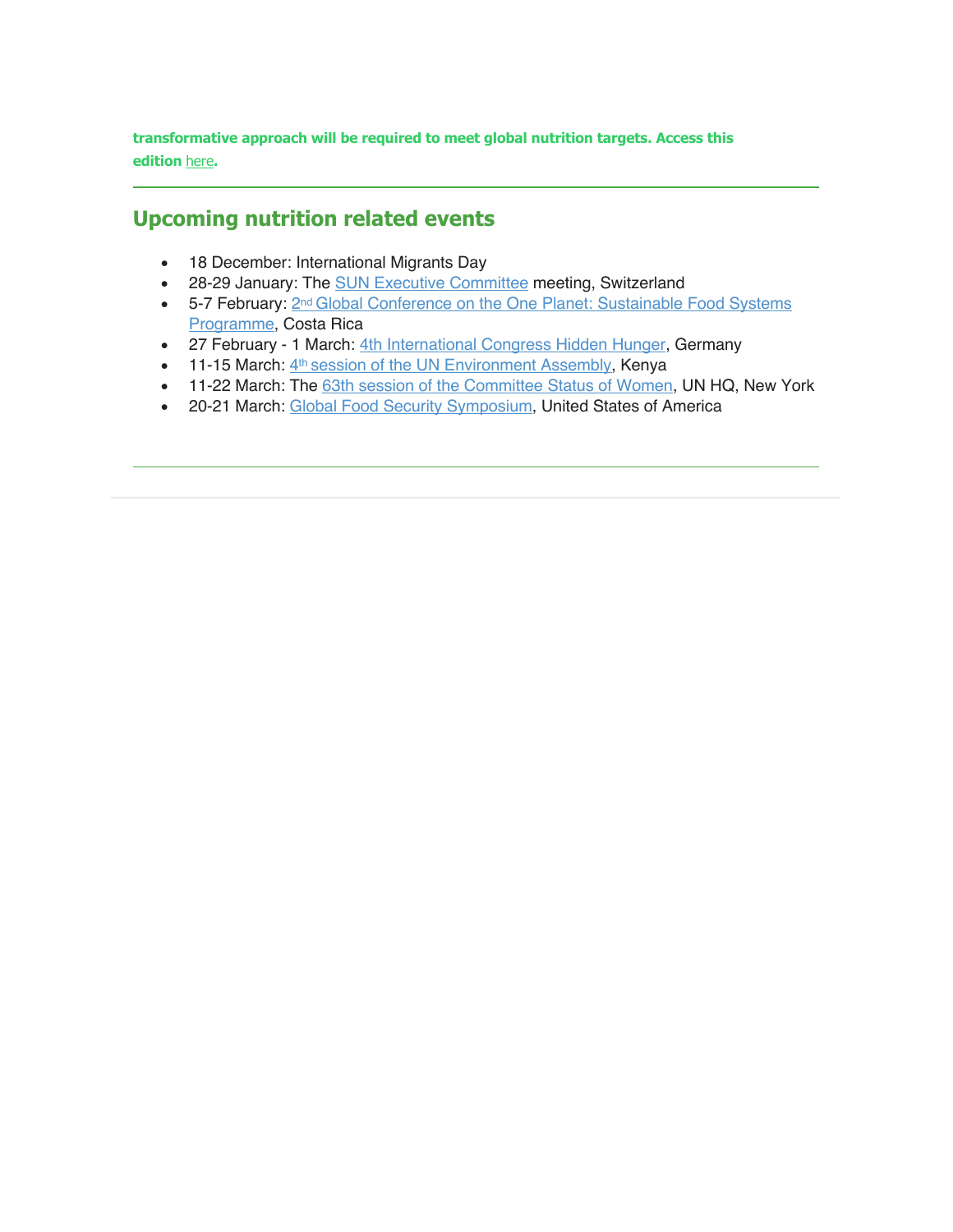**transformative approach will be required to meet global nutrition targets. Access this edition here.**

---

## Upcoming nutrition related events

- 18 December: International Migrants Day
- 28-29 January: The SUN Executive Committee meeting, Switzerland
- 5-7 February: 2nd Global Conference on the One Planet: Sustainable Food Systems Programme, Costa Rica
- 27 February - 1 March: 4th International Congress Hidden Hunger, Germany
- 11-15 March: 4th session of the UN Environment Assembly, Kenya
- 11-22 March: The 63th session of the Committee Status of Women, UN HQ, New York
- 20-21 March: Global Food Security Symposium, United States of America

---